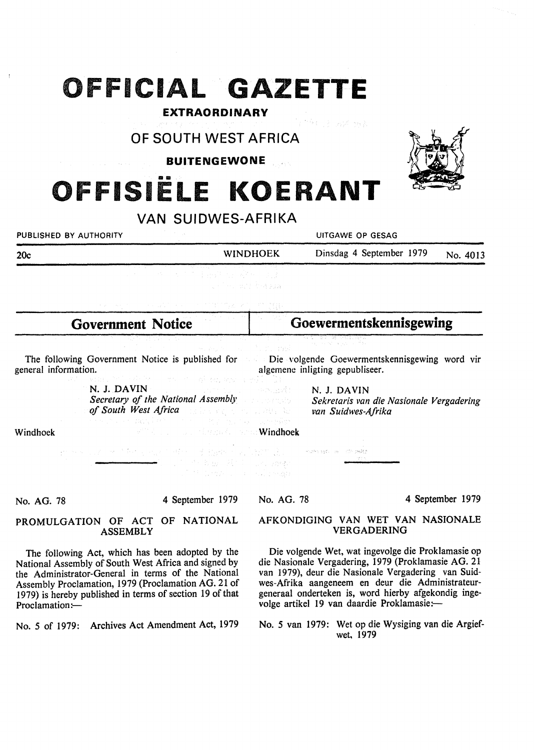# OFFICIAL GAZETTE

**EXTRAORDINARY**

## OF SOUTH WEST AFRICA

**BUITENGEWONE**

# OFFISIËLE KOERANT

## VAN SUIDWES-AFRIKA

PUBLISHED BY AUTHORITY — UITGAWE OP GESAG

20c — WINDHOEK — Dinsdag 4 September 1979 — No. 4013

## Government Notice

The following Government Notice is published for general information.

N. J. DAVIN
*Secretary of the National Assembly of South West Africa*

Windhoek

No. AG. 78 — 4 September 1979

### PROMULGATION OF ACT OF NATIONAL ASSEMBLY

The following Act, which has been adopted by the National Assembly of South West Africa and signed by the Administrator-General in terms of the National Assembly Proclamation, 1979 (Proclamation AG. 21 of 1979) is hereby published in terms of section 19 of that Proclamation:—

No. 5 of 1979: Archives Act Amendment Act, 1979

## Goewermentskennisgewing

Die volgende Goewermentskennisgewing word vir algemene inligting gepubliseer.

N. J. DAVIN
*Sekretaris van die Nasionale Vergadering van Suidwes-Afrika*

Windhoek

No. AG. 78 — 4 September 1979

### AFKONDIGING VAN WET VAN NASIONALE VERGADERING

Die volgende Wet, wat ingevolge die Proklamasie op die Nasionale Vergadering, 1979 (Proklamasie AG. 21 van 1979), deur die Nasionale Vergadering van Suidwes-Afrika aangeneem en deur die Administrateur-generaal onderteken is, word hierby afgekondig ingevolge artikel 19 van daardie Proklamasie:—

No. 5 van 1979: Wet op die Wysiging van die Argiefwet, 1979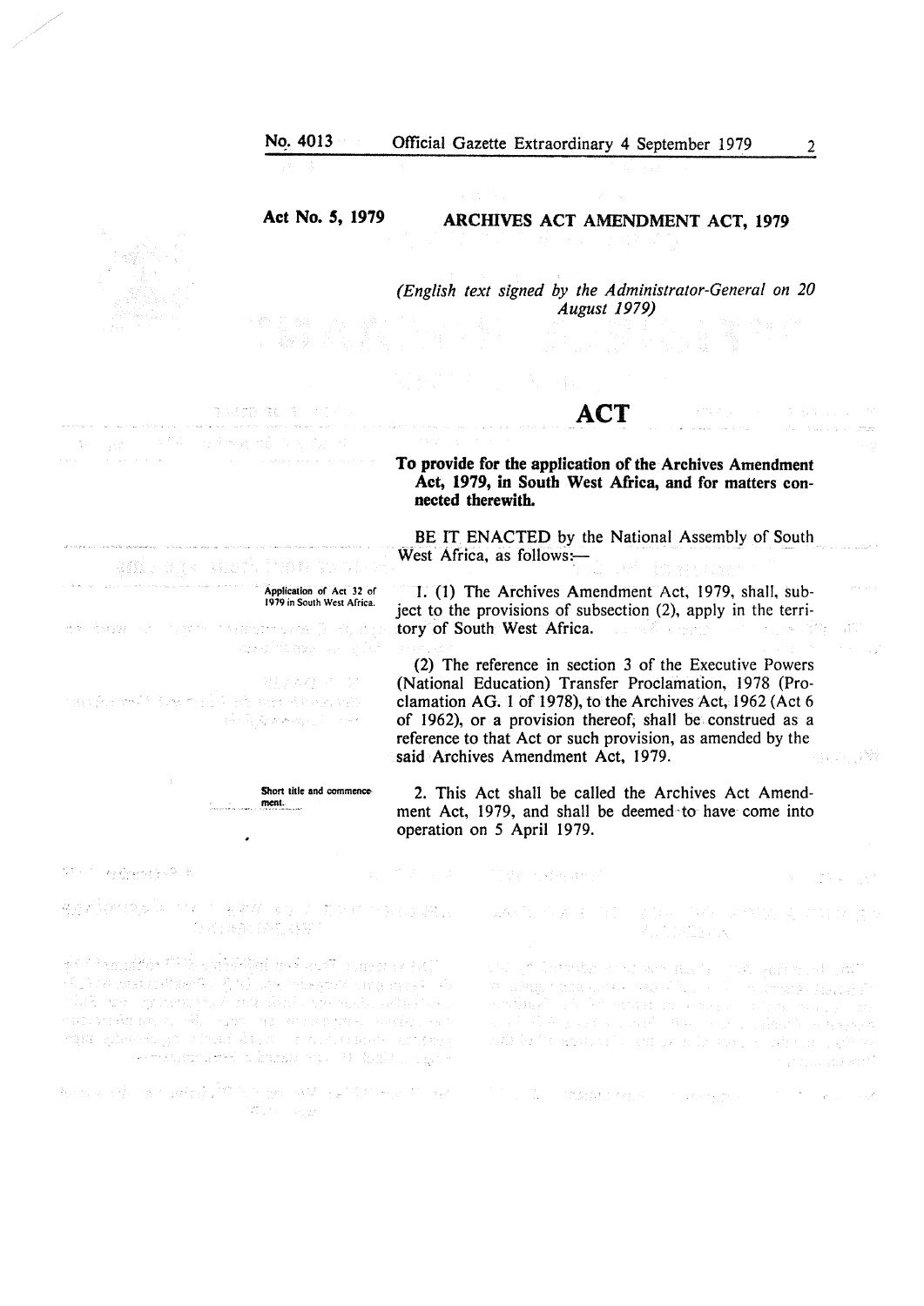**Act No. 5, 1979**

# ARCHIVES ACT AMENDMENT ACT, 1979

*(English text signed by the Administrator-General on 20 August 1979)*

## ACT

**To provide for the application of the Archives Amendment Act, 1979, in South West Africa, and for matters connected therewith.**

BE IT ENACTED by the National Assembly of South West Africa, as follows:—

Application of Act 32 of 1979 in South West Africa.

1. (1) The Archives Amendment Act, 1979, shall, subject to the provisions of subsection (2), apply in the territory of South West Africa.

(2) The reference in section 3 of the Executive Powers (National Education) Transfer Proclamation, 1978 (Proclamation AG. 1 of 1978), to the Archives Act, 1962 (Act 6 of 1962), or a provision thereof, shall be construed as a reference to that Act or such provision, as amended by the said Archives Amendment Act, 1979.

Short title and commencement.

2. This Act shall be called the Archives Act Amendment Act, 1979, and shall be deemed to have come into operation on 5 April 1979.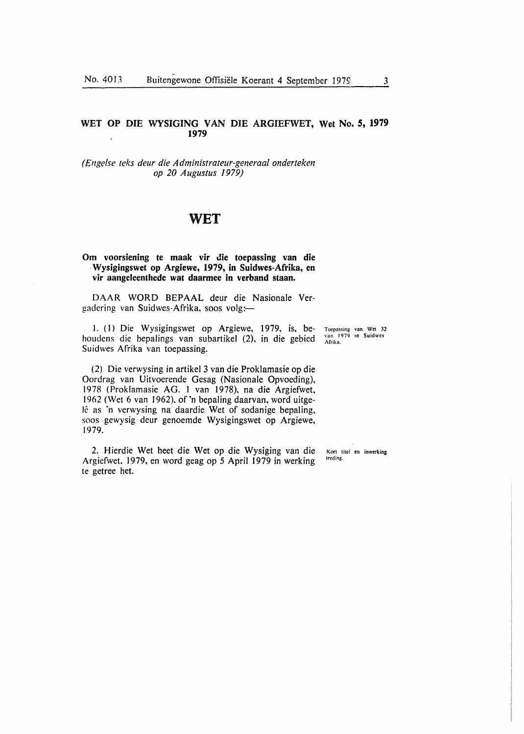**WET OP DIE WYSIGING VAN DIE ARGIEFWET, 1979** Wet No. 5, 1979

*(Engelse teks deur die Administrateur-generaal onderteken op 20 Augustus 1979)*

# WET

**Om voorsiening te maak vir die toepassing van die Wysigingswet op Argiewe, 1979, in Suidwes-Afrika, en vir aangeleenthede wat daarmee in verband staan.**

DAAR WORD BEPAAL deur die Nasionale Vergadering van Suidwes-Afrika, soos volg:—

Toepassing van Wet 32 van 1979 in Suidwes Afrika.

1. (1) Die Wysigingswet op Argiewe, 1979, is, behoudens die bepalings van subartikel (2), in die gebied Suidwes Afrika van toepassing.

(2) Die verwysing in artikel 3 van die Proklamasie op die Oordrag van Uitvoerende Gesag (Nasionale Opvoeding), 1978 (Proklamasie AG. 1 van 1978), na die Argiefwet, 1962 (Wet 6 van 1962), of 'n bepaling daarvan, word uitgelê as 'n verwysing na daardie Wet of sodanige bepaling, soos gewysig deur genoemde Wysigingswet op Argiewe, 1979.

Kort titel en inwerking treding.

2. Hierdie Wet heet die Wet op die Wysiging van die Argiefwet, 1979, en word geag op 5 April 1979 in werking te getree het.